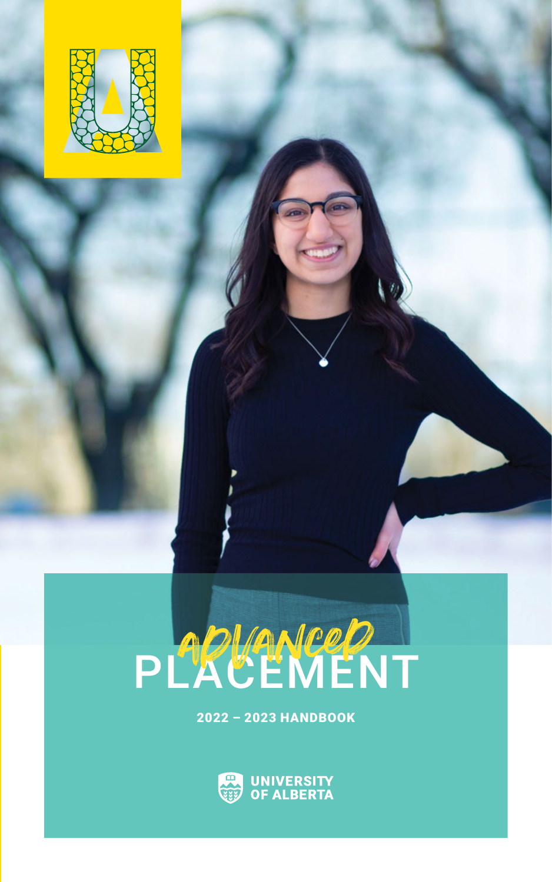# ADVANCED PLACEMENT

**2022 – 2023 HANDBOOK**

UNIVERSITY OF ALBERTA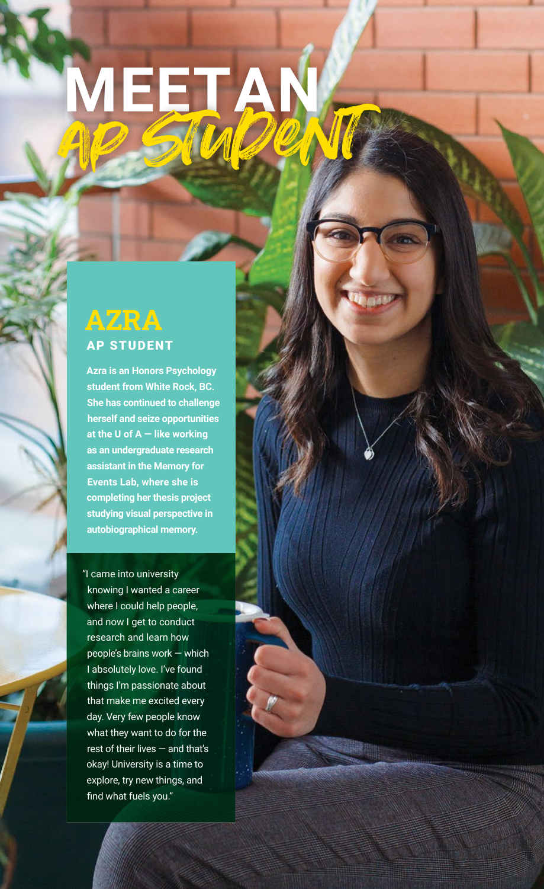# MEET AN AP STUDENT

## AZRA

### AP STUDENT

**Azra is an Honors Psychology student from White Rock, BC. She has continued to challenge herself and seize opportunities at the U of A — like working as an undergraduate research assistant in the Memory for Events Lab, where she is completing her thesis project studying visual perspective in autobiographical memory.**

"I came into university knowing I wanted a career where I could help people, and now I get to conduct research and learn how people's brains work — which I absolutely love. I've found things I'm passionate about that make me excited every day. Very few people know what they want to do for the rest of their lives — and that's okay! University is a time to explore, try new things, and find what fuels you."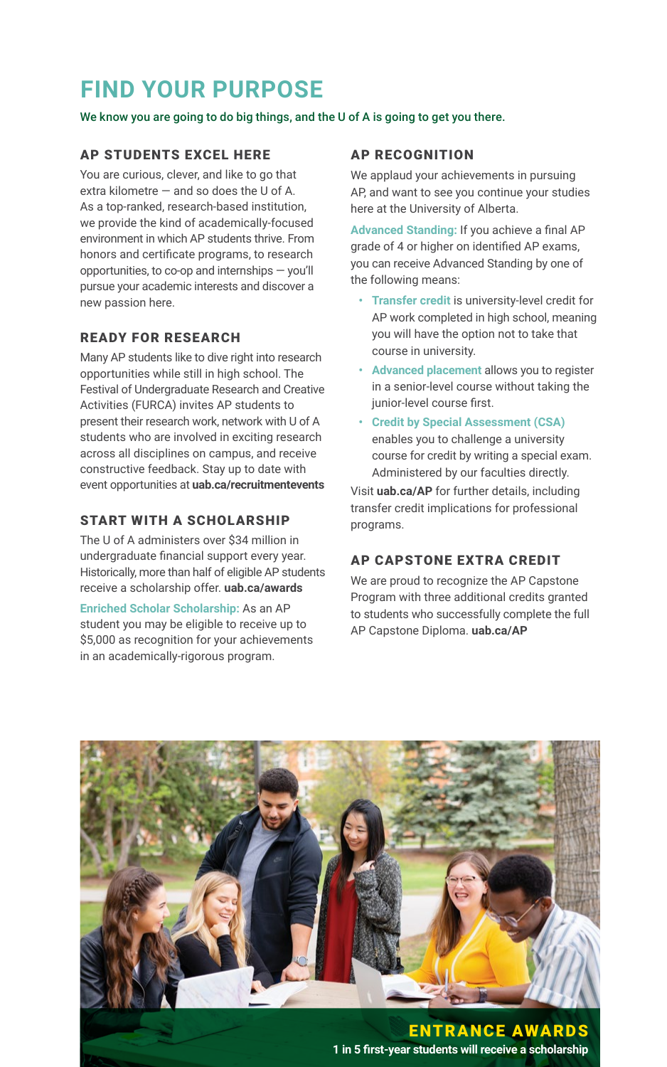# FIND YOUR PURPOSE

We know you are going to do big things, and the U of A is going to get you there.

## AP STUDENTS EXCEL HERE

You are curious, clever, and like to go that extra kilometre — and so does the U of A. As a top-ranked, research-based institution, we provide the kind of academically-focused environment in which AP students thrive. From honors and certificate programs, to research opportunities, to co-op and internships — you'll pursue your academic interests and discover a new passion here.

## READY FOR RESEARCH

Many AP students like to dive right into research opportunities while still in high school. The Festival of Undergraduate Research and Creative Activities (FURCA) invites AP students to present their research work, network with U of A students who are involved in exciting research across all disciplines on campus, and receive constructive feedback. Stay up to date with event opportunities at **uab.ca/recruitmentevents**

## START WITH A SCHOLARSHIP

The U of A administers over $34 million in undergraduate financial support every year. Historically, more than half of eligible AP students receive a scholarship offer. **uab.ca/awards**

**Enriched Scholar Scholarship:** As an AP student you may be eligible to receive up to $5,000 as recognition for your achievements in an academically-rigorous program.

## AP RECOGNITION

We applaud your achievements in pursuing AP, and want to see you continue your studies here at the University of Alberta.

**Advanced Standing:** If you achieve a final AP grade of 4 or higher on identified AP exams, you can receive Advanced Standing by one of the following means:

- **Transfer credit** is university-level credit for AP work completed in high school, meaning you will have the option not to take that course in university.
- **Advanced placement** allows you to register in a senior-level course without taking the junior-level course first.
- **Credit by Special Assessment (CSA)** enables you to challenge a university course for credit by writing a special exam. Administered by our faculties directly.

Visit **uab.ca/AP** for further details, including transfer credit implications for professional programs.

## AP CAPSTONE EXTRA CREDIT

We are proud to recognize the AP Capstone Program with three additional credits granted to students who successfully complete the full AP Capstone Diploma. **uab.ca/AP**

**ENTRANCE AWARDS**

1 in 5 first-year students will receive a scholarship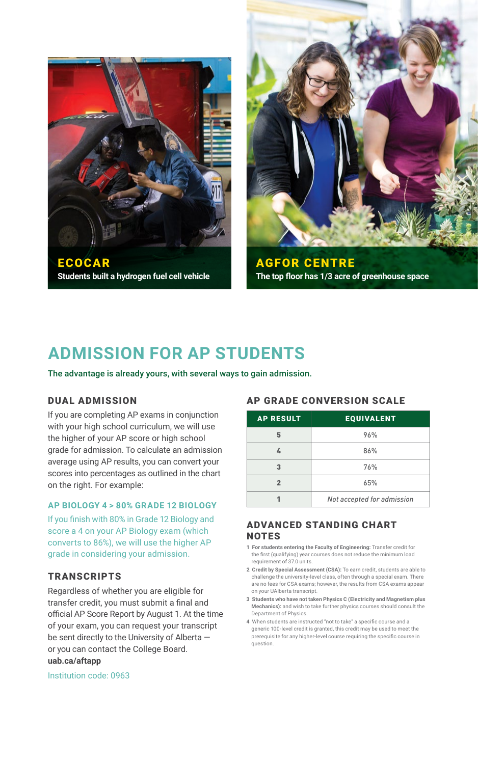**ECOCAR**

Students built a hydrogen fuel cell vehicle

**AGFOR CENTRE**

The top floor has 1/3 acre of greenhouse space

# ADMISSION FOR AP STUDENTS

The advantage is already yours, with several ways to gain admission.

## DUAL ADMISSION

If you are completing AP exams in conjunction with your high school curriculum, we will use the higher of your AP score or high school grade for admission. To calculate an admission average using AP results, you can convert your scores into percentages as outlined in the chart on the right. For example:

### AP BIOLOGY 4 > 80% GRADE 12 BIOLOGY

If you finish with 80% in Grade 12 Biology and score a 4 on your AP Biology exam (which converts to 86%), we will use the higher AP grade in considering your admission.

## TRANSCRIPTS

Regardless of whether you are eligible for transfer credit, you must submit a final and official AP Score Report by August 1. At the time of your exam, you can request your transcript be sent directly to the University of Alberta — or you can contact the College Board.
**uab.ca/aftapp**

Institution code: 0963

## AP GRADE CONVERSION SCALE

| AP RESULT | EQUIVALENT |
| --- | --- |
| 5 | 96% |
| 4 | 86% |
| 3 | 76% |
| 2 | 65% |
| 1 | *Not accepted for admission* |

## ADVANCED STANDING CHART NOTES

1. **For students entering the Faculty of Engineering:** Transfer credit for the first (qualifying) year courses does not reduce the minimum load requirement of 37.0 units.
2. **Credit by Special Assessment (CSA):** To earn credit, students are able to challenge the university-level class, often through a special exam. There are no fees for CSA exams; however, the results from CSA exams appear on your UAlberta transcript.
3. **Students who have not taken Physics C (Electricity and Magnetism plus Mechanics):** and wish to take further physics courses should consult the Department of Physics.
4. When students are instructed "not to take" a specific course and a generic 100-level credit is granted, this credit may be used to meet the prerequisite for any higher-level course requiring the specific course in question.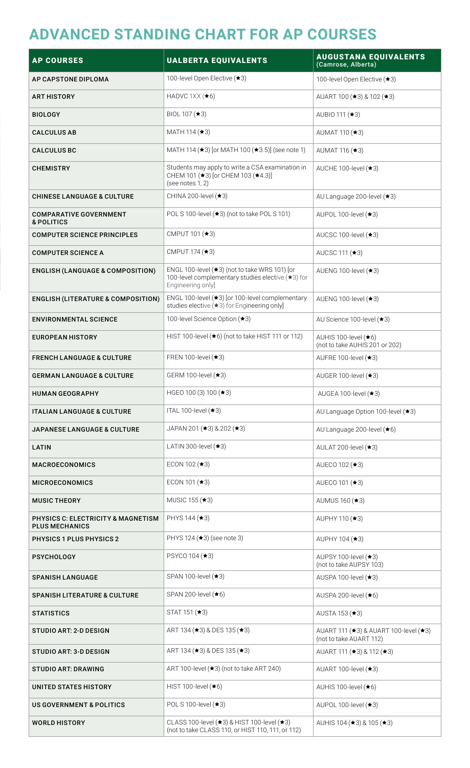# ADVANCED STANDING CHART FOR AP COURSES

| AP COURSES | UALBERTA EQUIVALENTS | AUGUSTANA EQUIVALENTS (Camrose, Alberta) |
|---|---|---|
| **AP CAPSTONE DIPLOMA** | 100-level Open Elective (★3) | 100-level Open Elective (★3) |
| **ART HISTORY** | HADVC 1XX (★6) | AUART 100 (★3) & 102 (★3) |
| **BIOLOGY** | BIOL 107 (★3) | AUBIO 111 (★3) |
| **CALCULUS AB** | MATH 114 (★3) | AUMAT 110 (★3) |
| **CALCULUS BC** | MATH 114 (★3) [or MATH 100 (★3.5)] (see note 1) | AUMAT 116 (★3) |
| **CHEMISTRY** | Students may apply to write a CSA examination in CHEM 101 (★3) [or CHEM 103 (★4.3)] (see notes 1, 2) | AUCHE 100-level (★3) |
| **CHINESE LANGUAGE & CULTURE** | CHINA 200-level (★3) | AU Language 200-level (★3) |
| **COMPARATIVE GOVERNMENT & POLITICS** | POL S 100-level (★3) (not to take POL S 101) | AUPOL 100-level (★3) |
| **COMPUTER SCIENCE PRINCIPLES** | CMPUT 101 (★3) | AUCSC 100-level (★3) |
| **COMPUTER SCIENCE A** | CMPUT 174 (★3) | AUCSC 111 (★3) |
| **ENGLISH (LANGUAGE & COMPOSITION)** | ENGL 100-level (★3) (not to take WRS 101) [or 100-level complementary studies elective (★3) for Engineering only] | AUENG 100-level (★3) |
| **ENGLISH (LITERATURE & COMPOSITION)** | ENGL 100-level (★3) [or 100-level complementary studies elective (★3) for Engineering only] | AUENG 100-level (★3) |
| **ENVIRONMENTAL SCIENCE** | 100-level Science Option (★3) | AU Science 100-level (★3) |
| **EUROPEAN HISTORY** | HIST 100-level (★6) (not to take HIST 111 or 112) | AUHIS 100-level (★6) (not to take AUHIS 201 or 202) |
| **FRENCH LANGUAGE & CULTURE** | FREN 100-level (★3) | AUFRE 100-level (★3) |
| **GERMAN LANGUAGE & CULTURE** | GERM 100-level (★3) | AUGER 100-level (★3) |
| **HUMAN GEOGRAPHY** | HGEO 100 (3) 100 (★3) | AUGEA 100-level (★3) |
| **ITALIAN LANGUAGE & CULTURE** | ITAL 100-level (★3) | AU Language Option 100-level (★3) |
| **JAPANESE LANGUAGE & CULTURE** | JAPAN 201 (★3) & 202 (★3) | AU Language 200-level (★6) |
| **LATIN** | LATIN 300-level (★3) | AULAT 200-level (★3) |
| **MACROECONOMICS** | ECON 102 (★3) | AUECO 102 (★3) |
| **MICROECONOMICS** | ECON 101 (★3) | AUECO 101 (★3) |
| **MUSIC THEORY** | MUSIC 155 (★3) | AUMUS 160 (★3) |
| **PHYSICS C: ELECTRICITY & MAGNETISM PLUS MECHANICS** | PHYS 144 (★3) | AUPHY 110 (★3) |
| **PHYSICS 1 PLUS PHYSICS 2** | PHYS 124 (★3) (see note 3) | AUPHY 104 (★3) |
| **PSYCHOLOGY** | PSYCO 104 (★3) | AUPSY 100-level (★3) (not to take AUPSY 103) |
| **SPANISH LANGUAGE** | SPAN 100-level (★3) | AUSPA 100-level (★3) |
| **SPANISH LITERATURE & CULTURE** | SPAN 200-level (★6) | AUSPA 200-level (★6) |
| **STATISTICS** | STAT 151 (★3) | AUSTA 153 (★3) |
| **STUDIO ART: 2-D DESIGN** | ART 134 (★3) & DES 135 (★3) | AUART 111 (★3) & AUART 100-level (★3) (not to take AUART 112) |
| **STUDIO ART: 3-D DESIGN** | ART 134 (★3) & DES 135 (★3) | AUART 111 (★3) & 112 (★3) |
| **STUDIO ART: DRAWING** | ART 100-level (★3) (not to take ART 240) | AUART 100-level (★3) |
| **UNITED STATES HISTORY** | HIST 100-level (★6) | AUHIS 100-level (★6) |
| **US GOVERNMENT & POLITICS** | POL S 100-level (★3) | AUPOL 100-level (★3) |
| **WORLD HISTORY** | CLASS 100-level (★3) & HIST 100-level (★3) (not to take CLASS 110, or HIST 110, 111, or 112) | AUHIS 104 (★3) & 105 (★3) |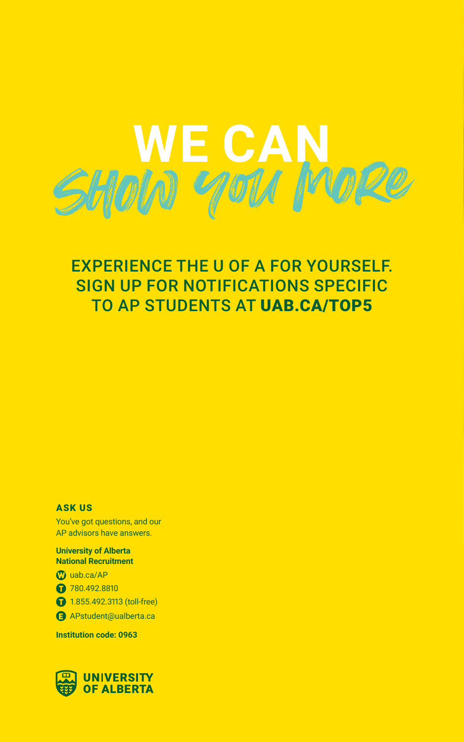# WE CAN *SHOW YOU MORE*

## EXPERIENCE THE U OF A FOR YOURSELF. SIGN UP FOR NOTIFICATIONS SPECIFIC TO AP STUDENTS AT **UAB.CA/TOP5**

### ASK US

You've got questions, and our AP advisors have answers.

**University of Alberta**
**National Recruitment**

- W uab.ca/AP
- T 780.492.8810
- T 1.855.492.3113 (toll-free)
- E APstudent@ualberta.ca

**Institution code: 0963**

UNIVERSITY OF ALBERTA